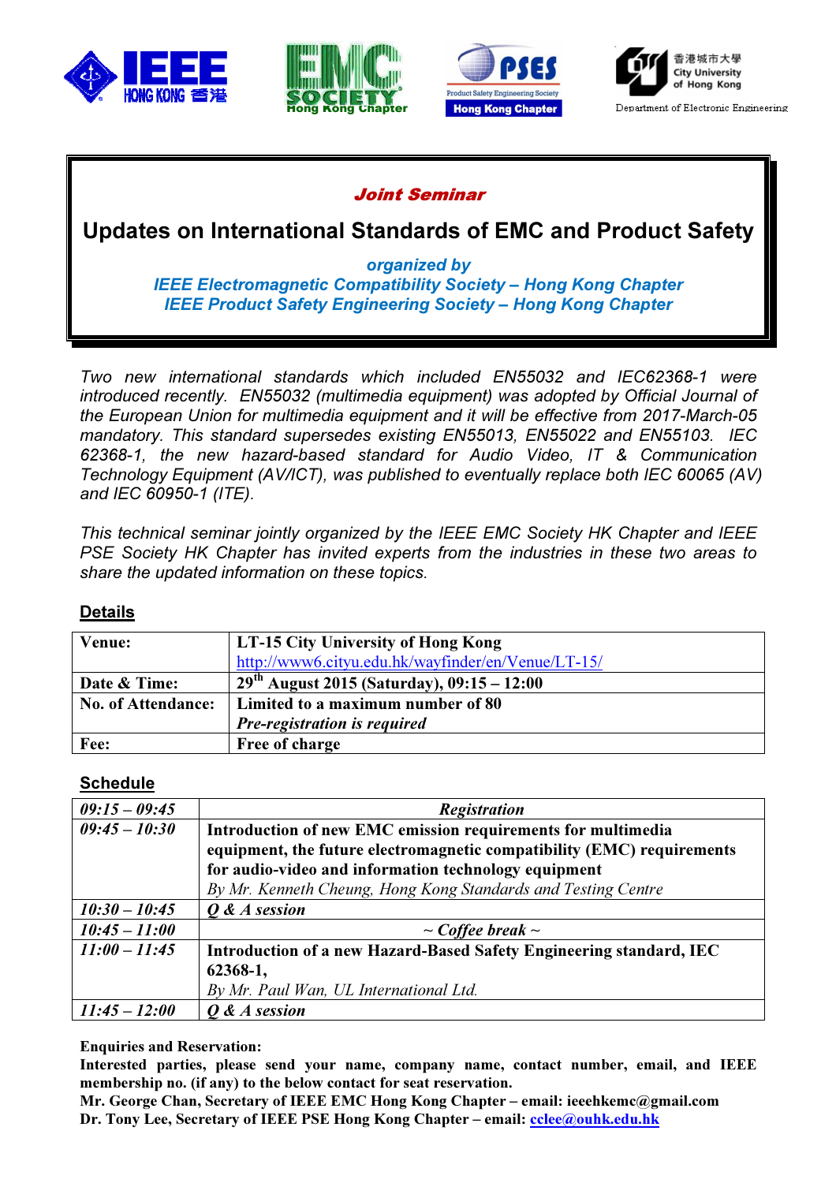**Joint Seminar**

# Updates on International Standards of EMC and Product Safety

*organized by*
*IEEE Electromagnetic Compatibility Society – Hong Kong Chapter*
*IEEE Product Safety Engineering Society – Hong Kong Chapter*

*Two new international standards which included EN55032 and IEC62368-1 were introduced recently. EN55032 (multimedia equipment) was adopted by Official Journal of the European Union for multimedia equipment and it will be effective from 2017-March-05 mandatory. This standard supersedes existing EN55013, EN55022 and EN55103. IEC 62368-1, the new hazard-based standard for Audio Video, IT & Communication Technology Equipment (AV/ICT), was published to eventually replace both IEC 60065 (AV) and IEC 60950-1 (ITE).*

*This technical seminar jointly organized by the IEEE EMC Society HK Chapter and IEEE PSE Society HK Chapter has invited experts from the industries in these two areas to share the updated information on these topics.*

## Details

| | |
|---|---|
| **Venue:** | **LT-15 City University of Hong Kong** http://www6.cityu.edu.hk/wayfinder/en/Venue/LT-15/ |
| **Date & Time:** | **29th August 2015 (Saturday), 09:15 – 12:00** |
| **No. of Attendance:** | **Limited to a maximum number of 80** ***Pre-registration is required*** |
| **Fee:** | **Free of charge** |

## Schedule

| | |
|---|---|
| *09:15 – 09:45* | ***Registration*** |
| *09:45 – 10:30* | **Introduction of new EMC emission requirements for multimedia equipment, the future electromagnetic compatibility (EMC) requirements for audio-video and information technology equipment** *By Mr. Kenneth Cheung, Hong Kong Standards and Testing Centre* |
| *10:30 – 10:45* | ***Q & A session*** |
| *10:45 – 11:00* | ***~ Coffee break ~*** |
| *11:00 – 11:45* | **Introduction of a new Hazard-Based Safety Engineering standard, IEC 62368-1,** *By Mr. Paul Wan, UL International Ltd.* |
| *11:45 – 12:00* | ***Q & A session*** |

**Enquiries and Reservation:**
**Interested parties, please send your name, company name, contact number, email, and IEEE membership no. (if any) to the below contact for seat reservation.**
**Mr. George Chan, Secretary of IEEE EMC Hong Kong Chapter – email: ieeehkemc@gmail.com**
**Dr. Tony Lee, Secretary of IEEE PSE Hong Kong Chapter – email: cclee@ouhk.edu.hk**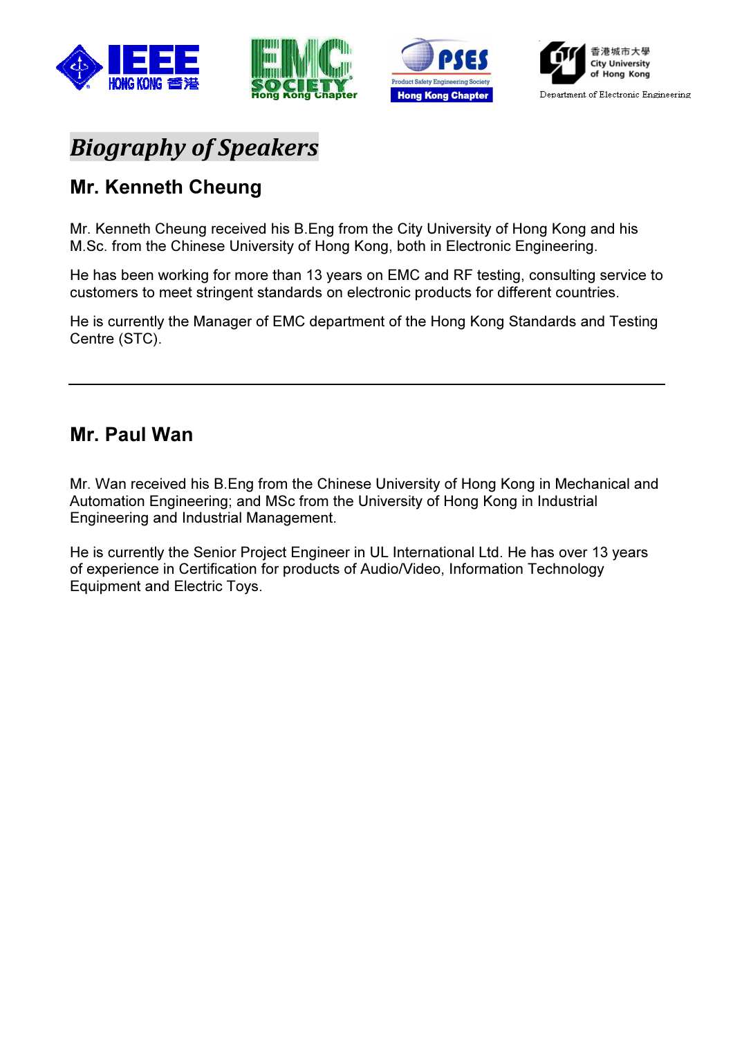# *Biography of Speakers*

## Mr. Kenneth Cheung

Mr. Kenneth Cheung received his B.Eng from the City University of Hong Kong and his M.Sc. from the Chinese University of Hong Kong, both in Electronic Engineering.

He has been working for more than 13 years on EMC and RF testing, consulting service to customers to meet stringent standards on electronic products for different countries.

He is currently the Manager of EMC department of the Hong Kong Standards and Testing Centre (STC).

---

## Mr. Paul Wan

Mr. Wan received his B.Eng from the Chinese University of Hong Kong in Mechanical and Automation Engineering; and MSc from the University of Hong Kong in Industrial Engineering and Industrial Management.

He is currently the Senior Project Engineer in UL International Ltd. He has over 13 years of experience in Certification for products of Audio/Video, Information Technology Equipment and Electric Toys.